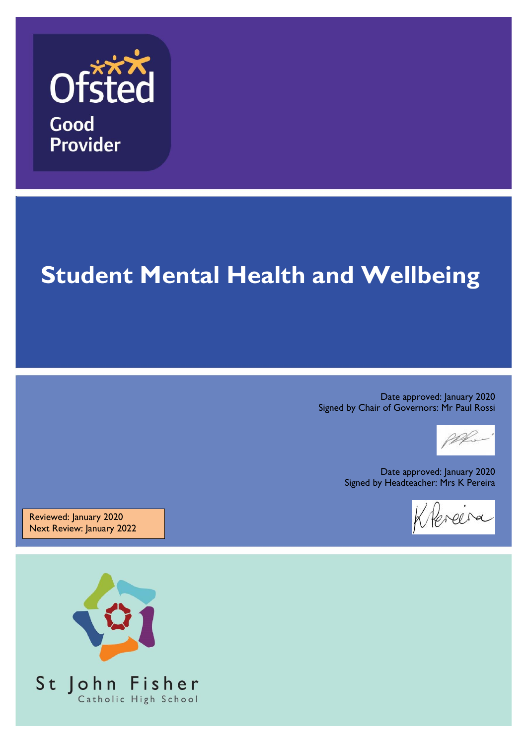Ofsted

Good Provider

# Student Mental Health and Wellbeing

Date approved: January 2020
Signed by Chair of Governors: Mr Paul Rossi

Date approved: January 2020
Signed by Headteacher: Mrs K Pereira

Reviewed: January 2020
Next Review: January 2022

St John Fisher
Catholic High School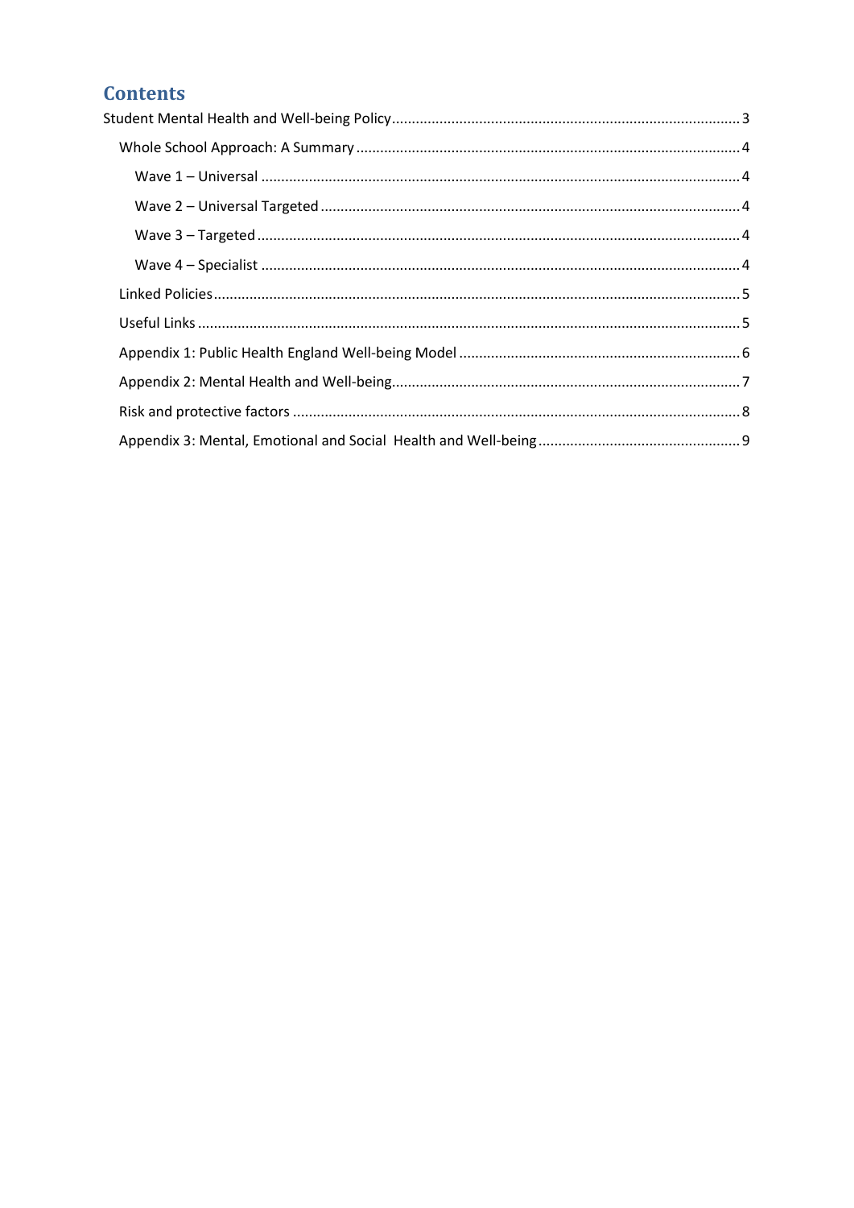# Contents

Student Mental Health and Well-being Policy ........................................ 3

- Whole School Approach: A Summary ........................................ 4
  - Wave 1 – Universal ........................................ 4
  - Wave 2 – Universal Targeted ........................................ 4
  - Wave 3 – Targeted ........................................ 4
  - Wave 4 – Specialist ........................................ 4
- Linked Policies ........................................ 5
- Useful Links ........................................ 5
- Appendix 1: Public Health England Well-being Model ........................................ 6
- Appendix 2: Mental Health and Well-being ........................................ 7
- Risk and protective factors ........................................ 8
- Appendix 3: Mental, Emotional and Social Health and Well-being ........................................ 9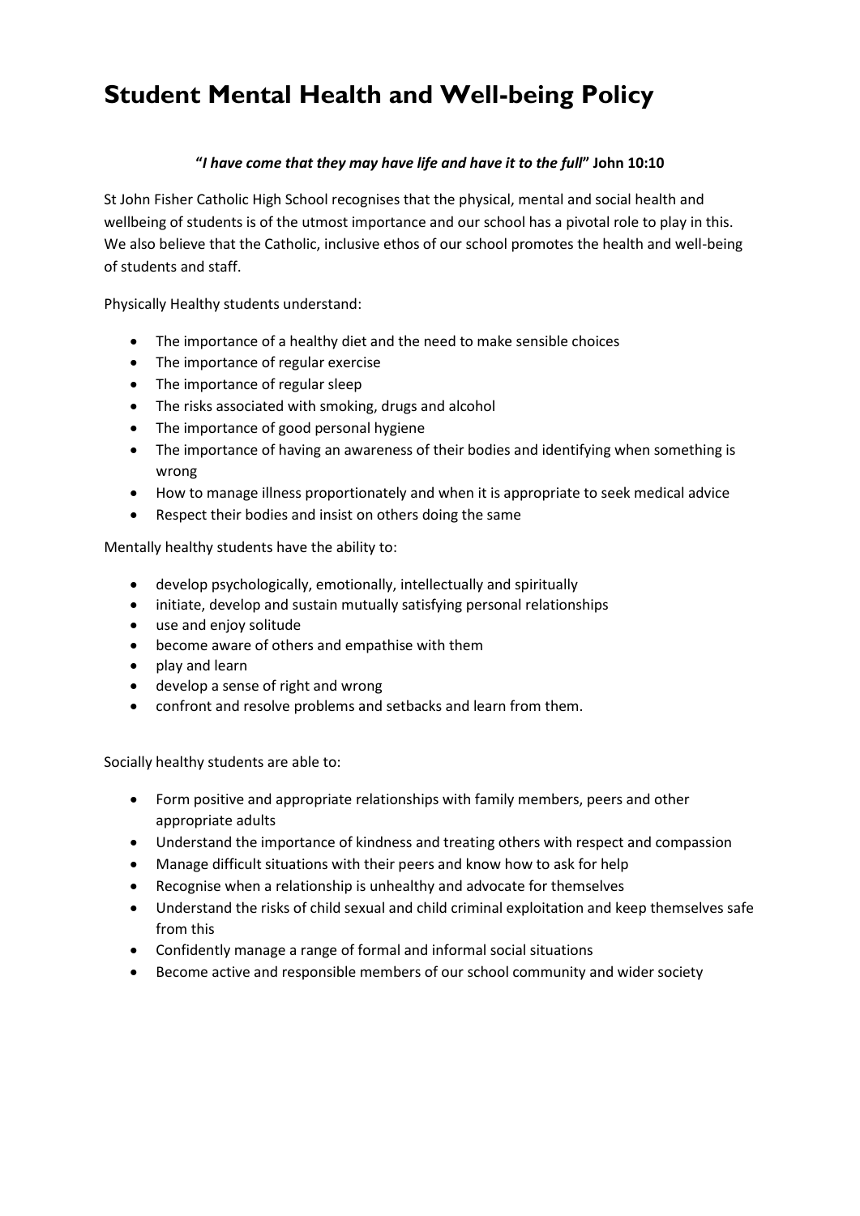# Student Mental Health and Well-being Policy

**"*I have come that they may have life and have it to the full*" John 10:10**

St John Fisher Catholic High School recognises that the physical, mental and social health and wellbeing of students is of the utmost importance and our school has a pivotal role to play in this. We also believe that the Catholic, inclusive ethos of our school promotes the health and well-being of students and staff.

Physically Healthy students understand:

- The importance of a healthy diet and the need to make sensible choices
- The importance of regular exercise
- The importance of regular sleep
- The risks associated with smoking, drugs and alcohol
- The importance of good personal hygiene
- The importance of having an awareness of their bodies and identifying when something is wrong
- How to manage illness proportionately and when it is appropriate to seek medical advice
- Respect their bodies and insist on others doing the same

Mentally healthy students have the ability to:

- develop psychologically, emotionally, intellectually and spiritually
- initiate, develop and sustain mutually satisfying personal relationships
- use and enjoy solitude
- become aware of others and empathise with them
- play and learn
- develop a sense of right and wrong
- confront and resolve problems and setbacks and learn from them.

Socially healthy students are able to:

- Form positive and appropriate relationships with family members, peers and other appropriate adults
- Understand the importance of kindness and treating others with respect and compassion
- Manage difficult situations with their peers and know how to ask for help
- Recognise when a relationship is unhealthy and advocate for themselves
- Understand the risks of child sexual and child criminal exploitation and keep themselves safe from this
- Confidently manage a range of formal and informal social situations
- Become active and responsible members of our school community and wider society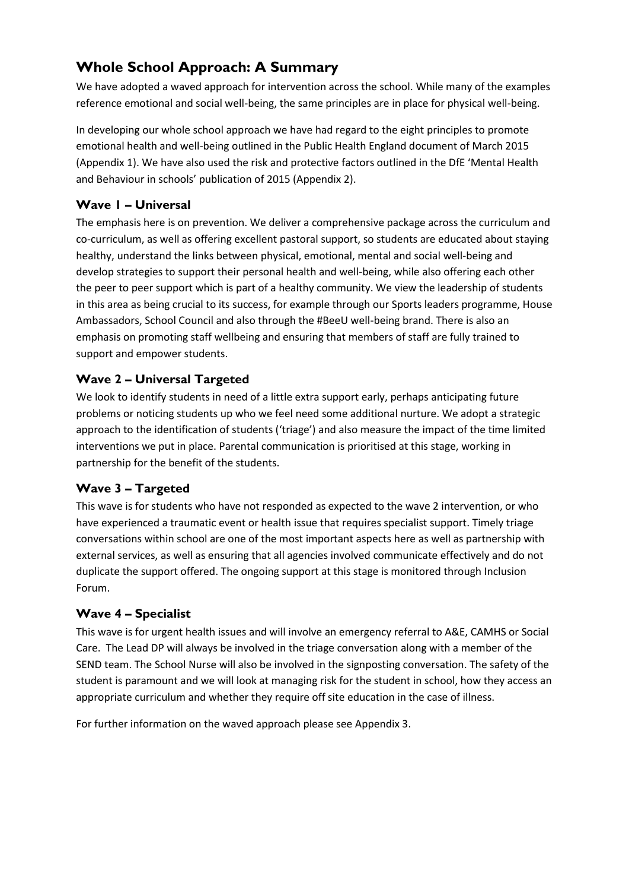## Whole School Approach: A Summary

We have adopted a waved approach for intervention across the school. While many of the examples reference emotional and social well-being, the same principles are in place for physical well-being.

In developing our whole school approach we have had regard to the eight principles to promote emotional health and well-being outlined in the Public Health England document of March 2015 (Appendix 1). We have also used the risk and protective factors outlined in the DfE 'Mental Health and Behaviour in schools' publication of 2015 (Appendix 2).

### Wave 1 – Universal

The emphasis here is on prevention. We deliver a comprehensive package across the curriculum and co-curriculum, as well as offering excellent pastoral support, so students are educated about staying healthy, understand the links between physical, emotional, mental and social well-being and develop strategies to support their personal health and well-being, while also offering each other the peer to peer support which is part of a healthy community. We view the leadership of students in this area as being crucial to its success, for example through our Sports leaders programme, House Ambassadors, School Council and also through the #BeeU well-being brand. There is also an emphasis on promoting staff wellbeing and ensuring that members of staff are fully trained to support and empower students.

### Wave 2 – Universal Targeted

We look to identify students in need of a little extra support early, perhaps anticipating future problems or noticing students up who we feel need some additional nurture. We adopt a strategic approach to the identification of students ('triage') and also measure the impact of the time limited interventions we put in place. Parental communication is prioritised at this stage, working in partnership for the benefit of the students.

### Wave 3 – Targeted

This wave is for students who have not responded as expected to the wave 2 intervention, or who have experienced a traumatic event or health issue that requires specialist support. Timely triage conversations within school are one of the most important aspects here as well as partnership with external services, as well as ensuring that all agencies involved communicate effectively and do not duplicate the support offered. The ongoing support at this stage is monitored through Inclusion Forum.

### Wave 4 – Specialist

This wave is for urgent health issues and will involve an emergency referral to A&E, CAMHS or Social Care. The Lead DP will always be involved in the triage conversation along with a member of the SEND team. The School Nurse will also be involved in the signposting conversation. The safety of the student is paramount and we will look at managing risk for the student in school, how they access an appropriate curriculum and whether they require off site education in the case of illness.

For further information on the waved approach please see Appendix 3.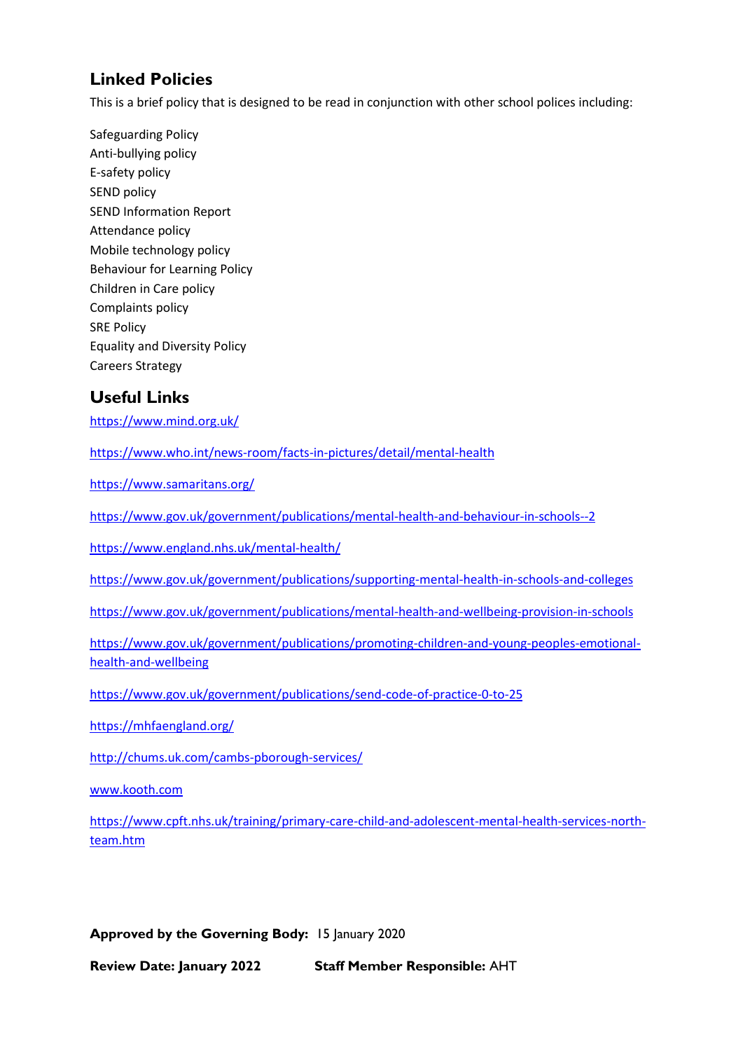## Linked Policies

This is a brief policy that is designed to be read in conjunction with other school polices including:

Safeguarding Policy
Anti-bullying policy
E-safety policy
SEND policy
SEND Information Report
Attendance policy
Mobile technology policy
Behaviour for Learning Policy
Children in Care policy
Complaints policy
SRE Policy
Equality and Diversity Policy
Careers Strategy

## Useful Links

https://www.mind.org.uk/

https://www.who.int/news-room/facts-in-pictures/detail/mental-health

https://www.samaritans.org/

https://www.gov.uk/government/publications/mental-health-and-behaviour-in-schools--2

https://www.england.nhs.uk/mental-health/

https://www.gov.uk/government/publications/supporting-mental-health-in-schools-and-colleges

https://www.gov.uk/government/publications/mental-health-and-wellbeing-provision-in-schools

https://www.gov.uk/government/publications/promoting-children-and-young-peoples-emotional-health-and-wellbeing

https://www.gov.uk/government/publications/send-code-of-practice-0-to-25

https://mhfaengland.org/

http://chums.uk.com/cambs-pborough-services/

www.kooth.com

https://www.cpft.nhs.uk/training/primary-care-child-and-adolescent-mental-health-services-north-team.htm

**Approved by the Governing Body:** 15 January 2020

**Review Date: January 2022** **Staff Member Responsible:** AHT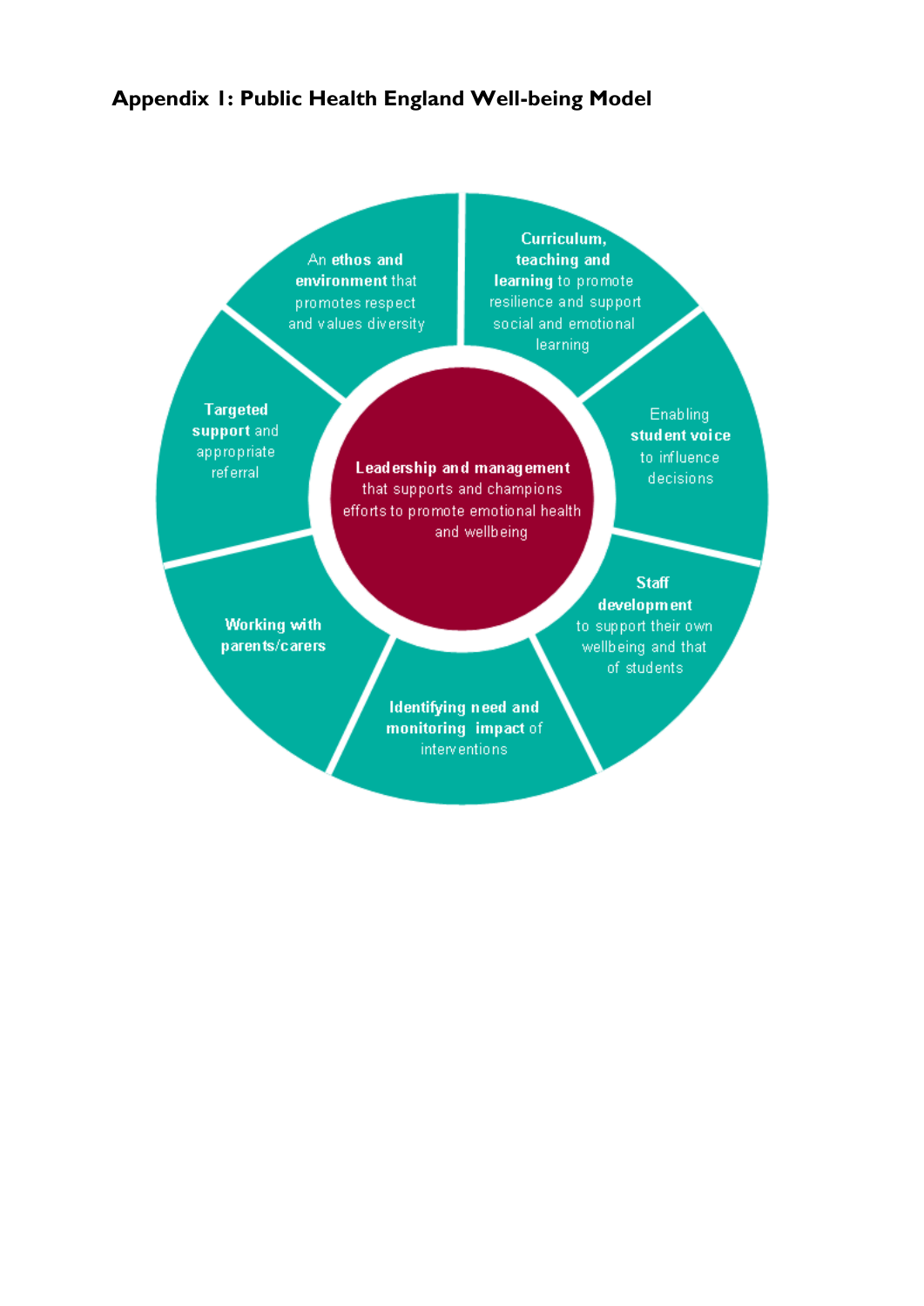## Appendix 1: Public Health England Well-being Model

**Leadership and management** that supports and champions efforts to promote emotional health and wellbeing

- **Curriculum, teaching and learning** to promote resilience and support social and emotional learning
- Enabling **student voice** to influence decisions
- **Staff development** to support their own wellbeing and that of students
- **Identifying need and monitoring impact** of interventions
- **Working with parents/carers**
- **Targeted support** and appropriate referral
- An **ethos and environment** that promotes respect and values diversity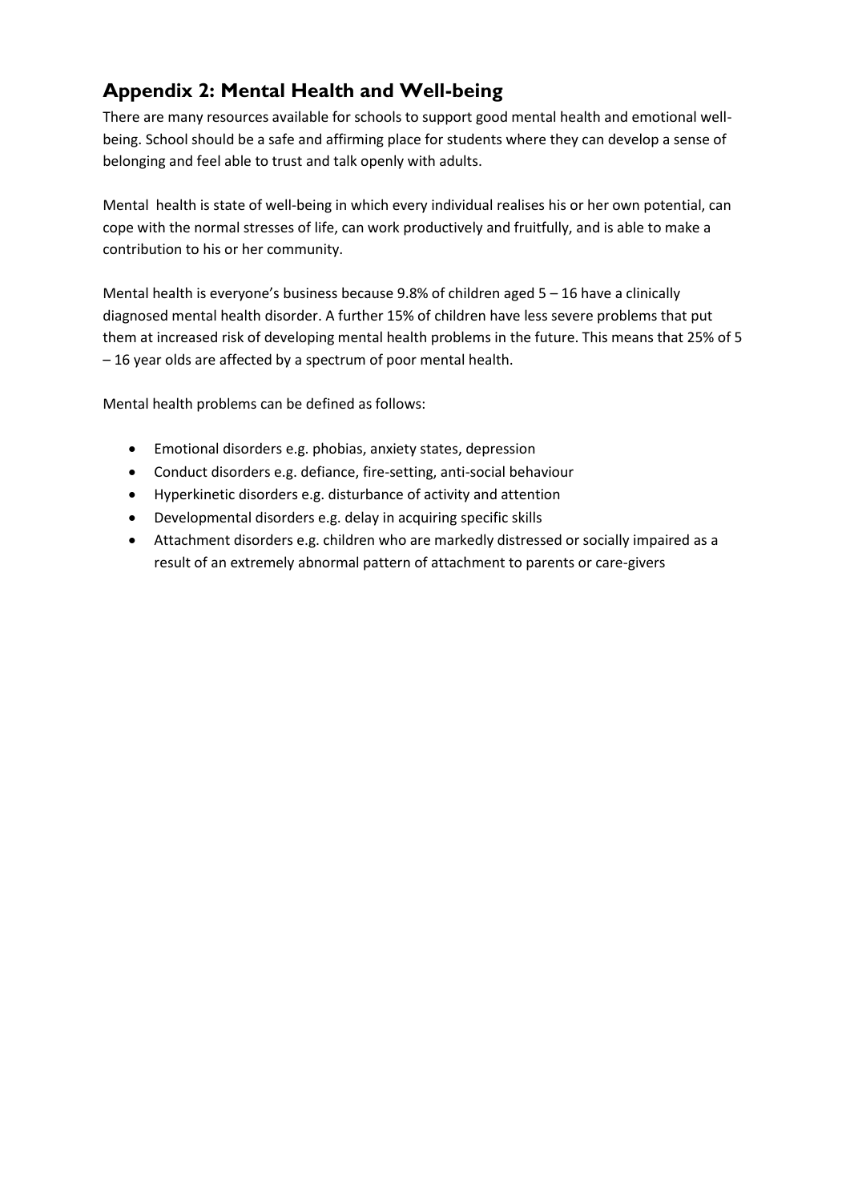## Appendix 2: Mental Health and Well-being

There are many resources available for schools to support good mental health and emotional well-being. School should be a safe and affirming place for students where they can develop a sense of belonging and feel able to trust and talk openly with adults.

Mental health is state of well-being in which every individual realises his or her own potential, can cope with the normal stresses of life, can work productively and fruitfully, and is able to make a contribution to his or her community.

Mental health is everyone's business because 9.8% of children aged 5 – 16 have a clinically diagnosed mental health disorder. A further 15% of children have less severe problems that put them at increased risk of developing mental health problems in the future. This means that 25% of 5 – 16 year olds are affected by a spectrum of poor mental health.

Mental health problems can be defined as follows:

- Emotional disorders e.g. phobias, anxiety states, depression
- Conduct disorders e.g. defiance, fire-setting, anti-social behaviour
- Hyperkinetic disorders e.g. disturbance of activity and attention
- Developmental disorders e.g. delay in acquiring specific skills
- Attachment disorders e.g. children who are markedly distressed or socially impaired as a result of an extremely abnormal pattern of attachment to parents or care-givers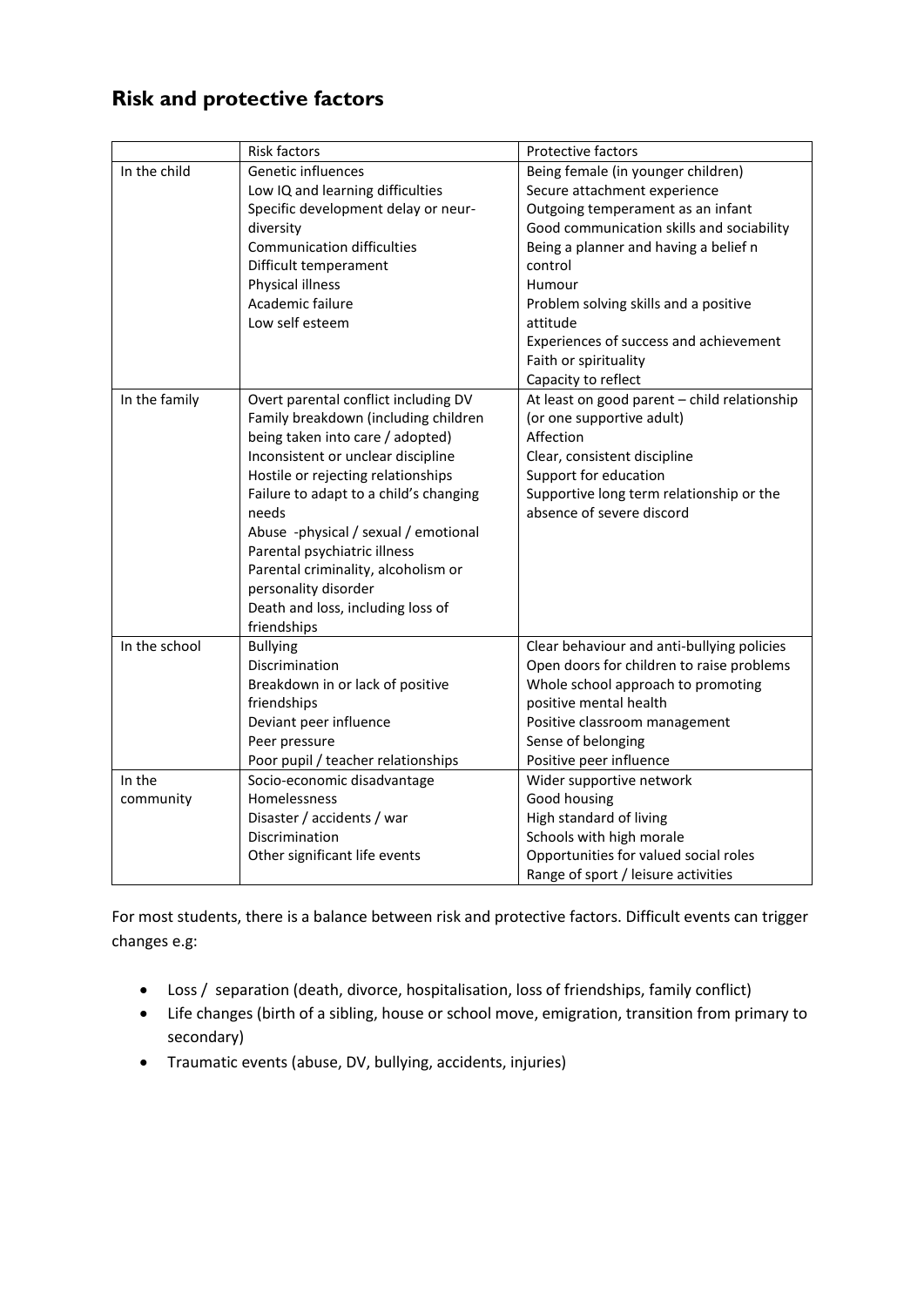## Risk and protective factors

| | Risk factors | Protective factors |
|---|---|---|
| In the child | Genetic influences<br>Low IQ and learning difficulties<br>Specific development delay or neur-diversity<br>Communication difficulties<br>Difficult temperament<br>Physical illness<br>Academic failure<br>Low self esteem | Being female (in younger children)<br>Secure attachment experience<br>Outgoing temperament as an infant<br>Good communication skills and sociability<br>Being a planner and having a belief n control<br>Humour<br>Problem solving skills and a positive attitude<br>Experiences of success and achievement<br>Faith or spirituality<br>Capacity to reflect |
| In the family | Overt parental conflict including DV<br>Family breakdown (including children being taken into care / adopted)<br>Inconsistent or unclear discipline<br>Hostile or rejecting relationships<br>Failure to adapt to a child's changing needs<br>Abuse -physical / sexual / emotional<br>Parental psychiatric illness<br>Parental criminality, alcoholism or personality disorder<br>Death and loss, including loss of friendships | At least on good parent – child relationship (or one supportive adult)<br>Affection<br>Clear, consistent discipline<br>Support for education<br>Supportive long term relationship or the absence of severe discord |
| In the school | Bullying<br>Discrimination<br>Breakdown in or lack of positive friendships<br>Deviant peer influence<br>Peer pressure<br>Poor pupil / teacher relationships | Clear behaviour and anti-bullying policies<br>Open doors for children to raise problems<br>Whole school approach to promoting positive mental health<br>Positive classroom management<br>Sense of belonging<br>Positive peer influence |
| In the community | Socio-economic disadvantage<br>Homelessness<br>Disaster / accidents / war<br>Discrimination<br>Other significant life events | Wider supportive network<br>Good housing<br>High standard of living<br>Schools with high morale<br>Opportunities for valued social roles<br>Range of sport / leisure activities |

For most students, there is a balance between risk and protective factors. Difficult events can trigger changes e.g:

- Loss / separation (death, divorce, hospitalisation, loss of friendships, family conflict)
- Life changes (birth of a sibling, house or school move, emigration, transition from primary to secondary)
- Traumatic events (abuse, DV, bullying, accidents, injuries)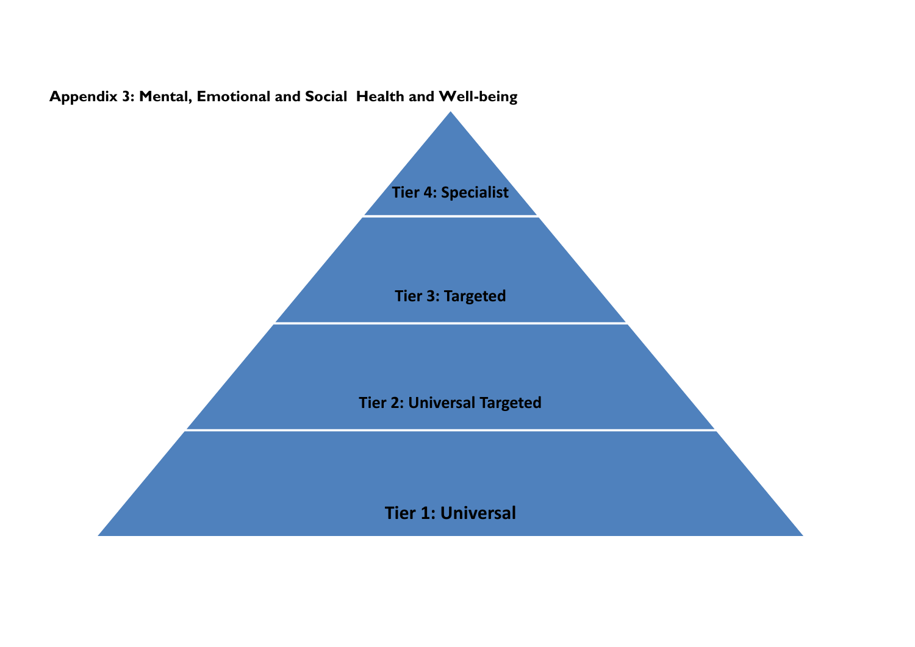**Appendix 3: Mental, Emotional and Social  Health and Well-being**

Tier 4: Specialist

Tier 3: Targeted

Tier 2: Universal Targeted

Tier 1: Universal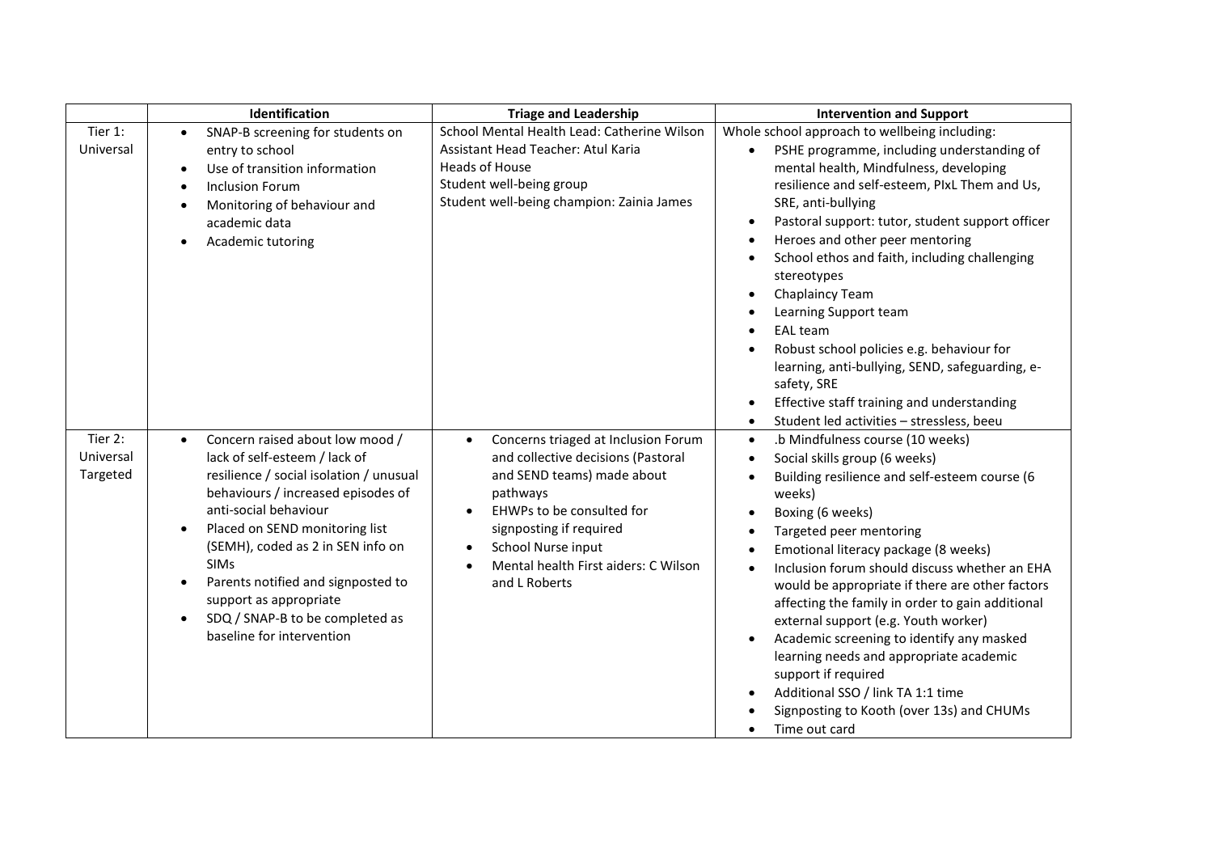| | Identification | Triage and Leadership | Intervention and Support |
|---|---|---|---|
| Tier 1: Universal | • SNAP-B screening for students on entry to school<br>• Use of transition information<br>• Inclusion Forum<br>• Monitoring of behaviour and academic data<br>• Academic tutoring | School Mental Health Lead: Catherine Wilson<br>Assistant Head Teacher: Atul Karia<br>Heads of House<br>Student well-being group<br>Student well-being champion: Zainia James | Whole school approach to wellbeing including:<br>• PSHE programme, including understanding of mental health, Mindfulness, developing resilience and self-esteem, PIxL Them and Us, SRE, anti-bullying<br>• Pastoral support: tutor, student support officer<br>• Heroes and other peer mentoring<br>• School ethos and faith, including challenging stereotypes<br>• Chaplaincy Team<br>• Learning Support team<br>• EAL team<br>• Robust school policies e.g. behaviour for learning, anti-bullying, SEND, safeguarding, e-safety, SRE<br>• Effective staff training and understanding<br>• Student led activities – stressless, beeu |
| Tier 2: Universal Targeted | • Concern raised about low mood / lack of self-esteem / lack of resilience / social isolation / unusual behaviours / increased episodes of anti-social behaviour<br>• Placed on SEND monitoring list (SEMH), coded as 2 in SEN info on SIMs<br>• Parents notified and signposted to support as appropriate<br>• SDQ / SNAP-B to be completed as baseline for intervention | • Concerns triaged at Inclusion Forum and collective decisions (Pastoral and SEND teams) made about pathways<br>• EHWPs to be consulted for signposting if required<br>• School Nurse input<br>• Mental health First aiders: C Wilson and L Roberts | • .b Mindfulness course (10 weeks)<br>• Social skills group (6 weeks)<br>• Building resilience and self-esteem course (6 weeks)<br>• Boxing (6 weeks)<br>• Targeted peer mentoring<br>• Emotional literacy package (8 weeks)<br>• Inclusion forum should discuss whether an EHA would be appropriate if there are other factors affecting the family in order to gain additional external support (e.g. Youth worker)<br>• Academic screening to identify any masked learning needs and appropriate academic support if required<br>• Additional SSO / link TA 1:1 time<br>• Signposting to Kooth (over 13s) and CHUMs<br>• Time out card |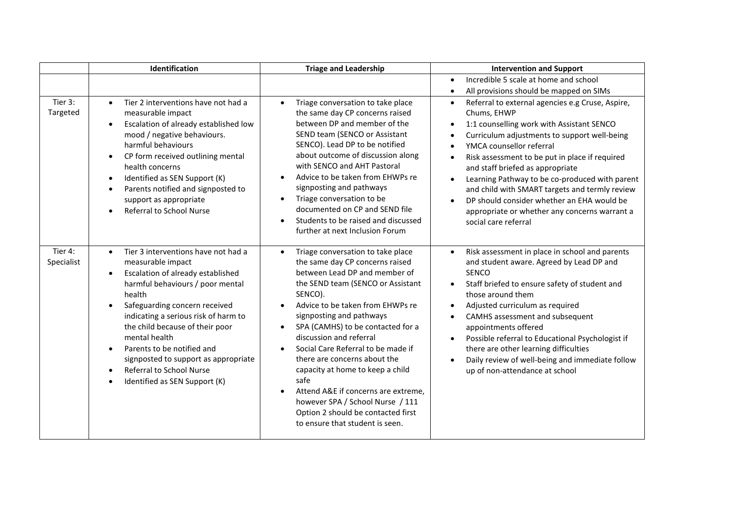| | Identification | Triage and Leadership | Intervention and Support |
|---|---|---|---|
| | | | • Incredible 5 scale at home and school<br>• All provisions should be mapped on SIMs |
| Tier 3: Targeted | • Tier 2 interventions have not had a measurable impact<br>• Escalation of already established low mood / negative behaviours. harmful behaviours<br>• CP form received outlining mental health concerns<br>• Identified as SEN Support (K)<br>• Parents notified and signposted to support as appropriate<br>• Referral to School Nurse | • Triage conversation to take place the same day CP concerns raised between DP and member of the SEND team (SENCO or Assistant SENCO). Lead DP to be notified about outcome of discussion along with SENCO and AHT Pastoral<br>• Advice to be taken from EHWPs re signposting and pathways<br>• Triage conversation to be documented on CP and SEND file<br>• Students to be raised and discussed further at next Inclusion Forum | • Referral to external agencies e.g Cruse, Aspire, Chums, EHWP<br>• 1:1 counselling work with Assistant SENCO<br>• Curriculum adjustments to support well-being<br>• YMCA counsellor referral<br>• Risk assessment to be put in place if required and staff briefed as appropriate<br>• Learning Pathway to be co-produced with parent and child with SMART targets and termly review<br>• DP should consider whether an EHA would be appropriate or whether any concerns warrant a social care referral |
| Tier 4: Specialist | • Tier 3 interventions have not had a measurable impact<br>• Escalation of already established harmful behaviours / poor mental health<br>• Safeguarding concern received indicating a serious risk of harm to the child because of their poor mental health<br>• Parents to be notified and signposted to support as appropriate<br>• Referral to School Nurse<br>• Identified as SEN Support (K) | • Triage conversation to take place the same day CP concerns raised between Lead DP and member of the SEND team (SENCO or Assistant SENCO).<br>• Advice to be taken from EHWPs re signposting and pathways<br>• SPA (CAMHS) to be contacted for a discussion and referral<br>• Social Care Referral to be made if there are concerns about the capacity at home to keep a child safe<br>• Attend A&E if concerns are extreme, however SPA / School Nurse / 111 Option 2 should be contacted first to ensure that student is seen. | • Risk assessment in place in school and parents and student aware. Agreed by Lead DP and SENCO<br>• Staff briefed to ensure safety of student and those around them<br>• Adjusted curriculum as required<br>• CAMHS assessment and subsequent appointments offered<br>• Possible referral to Educational Psychologist if there are other learning difficulties<br>• Daily review of well-being and immediate follow up of non-attendance at school |